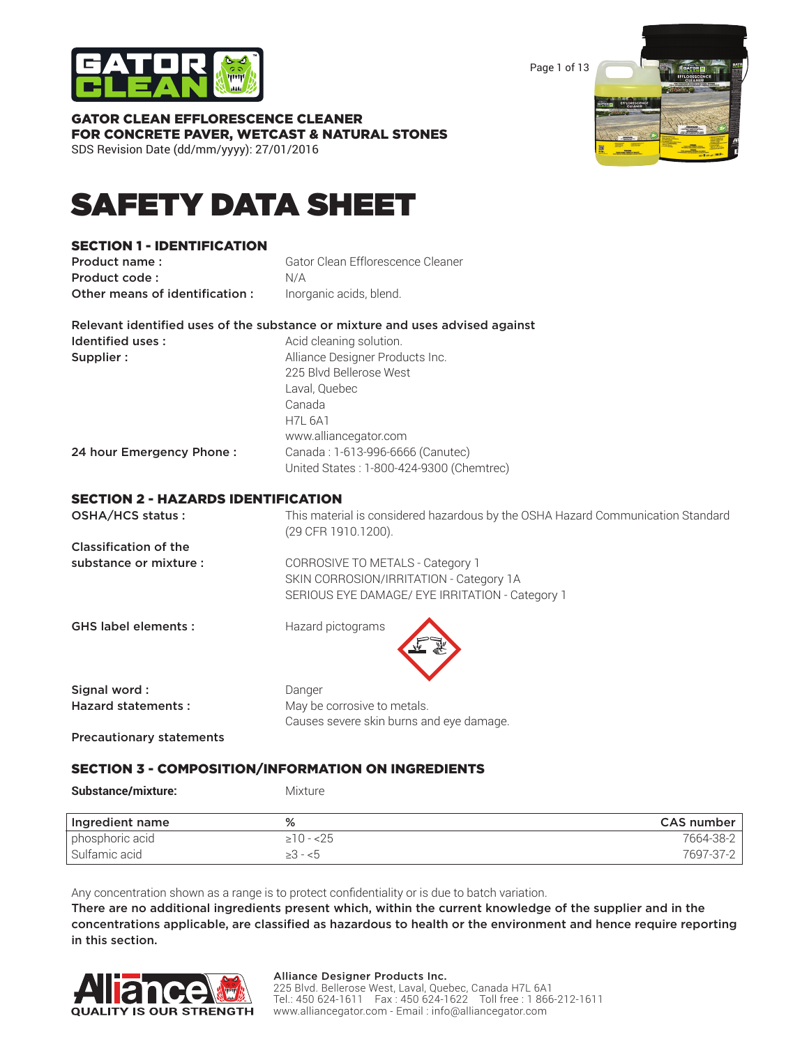**GATOR CLEAN EFFLORESCENCE CLEANER**
**FOR CONCRETE PAVER, WETCAST & NATURAL STONES**
SDS Revision Date (dd/mm/yyyy): 27/01/2016

# SAFETY DATA SHEET

## SECTION 1 - IDENTIFICATION

| | |
|---|---|
| **Product name :** | Gator Clean Efflorescence Cleaner |
| **Product code :** | N/A |
| **Other means of identification :** | Inorganic acids, blend. |

**Relevant identified uses of the substance or mixture and uses advised against**

| | |
|---|---|
| **Identified uses :** | Acid cleaning solution. |
| **Supplier :** | Alliance Designer Products Inc.<br>225 Blvd Bellerose West<br>Laval, Quebec<br>Canada<br>H7L 6A1<br>www.alliancegator.com |
| **24 hour Emergency Phone :** | Canada : 1-613-996-6666 (Canutec)<br>United States : 1-800-424-9300 (Chemtrec) |

## SECTION 2 - HAZARDS IDENTIFICATION

| | |
|---|---|
| **OSHA/HCS status :** | This material is considered hazardous by the OSHA Hazard Communication Standard (29 CFR 1910.1200). |
| **Classification of the substance or mixture :** | CORROSIVE TO METALS - Category 1<br>SKIN CORROSION/IRRITATION - Category 1A<br>SERIOUS EYE DAMAGE/ EYE IRRITATION - Category 1 |
| **GHS label elements :** | Hazard pictograms |
| **Signal word :** | Danger |
| **Hazard statements :** | May be corrosive to metals.<br>Causes severe skin burns and eye damage. |

**Precautionary statements**

## SECTION 3 - COMPOSITION/INFORMATION ON INGREDIENTS

**Substance/mixture:** Mixture

| Ingredient name | % | CAS number |
|---|---|---|
| phosphoric acid | ≥10 - <25 | 7664-38-2 |
| Sulfamic acid | ≥3 - <5 | 7697-37-2 |

Any concentration shown as a range is to protect confidentiality or is due to batch variation.

**There are no additional ingredients present which, within the current knowledge of the supplier and in the concentrations applicable, are classified as hazardous to health or the environment and hence require reporting in this section.**

**Alliance Designer Products Inc.**
225 Blvd. Bellerose West, Laval, Quebec, Canada H7L 6A1
Tel.: 450 624-1611 Fax : 450 624-1622 Toll free : 1 866-212-1611
www.alliancegator.com - Email : info@alliancegator.com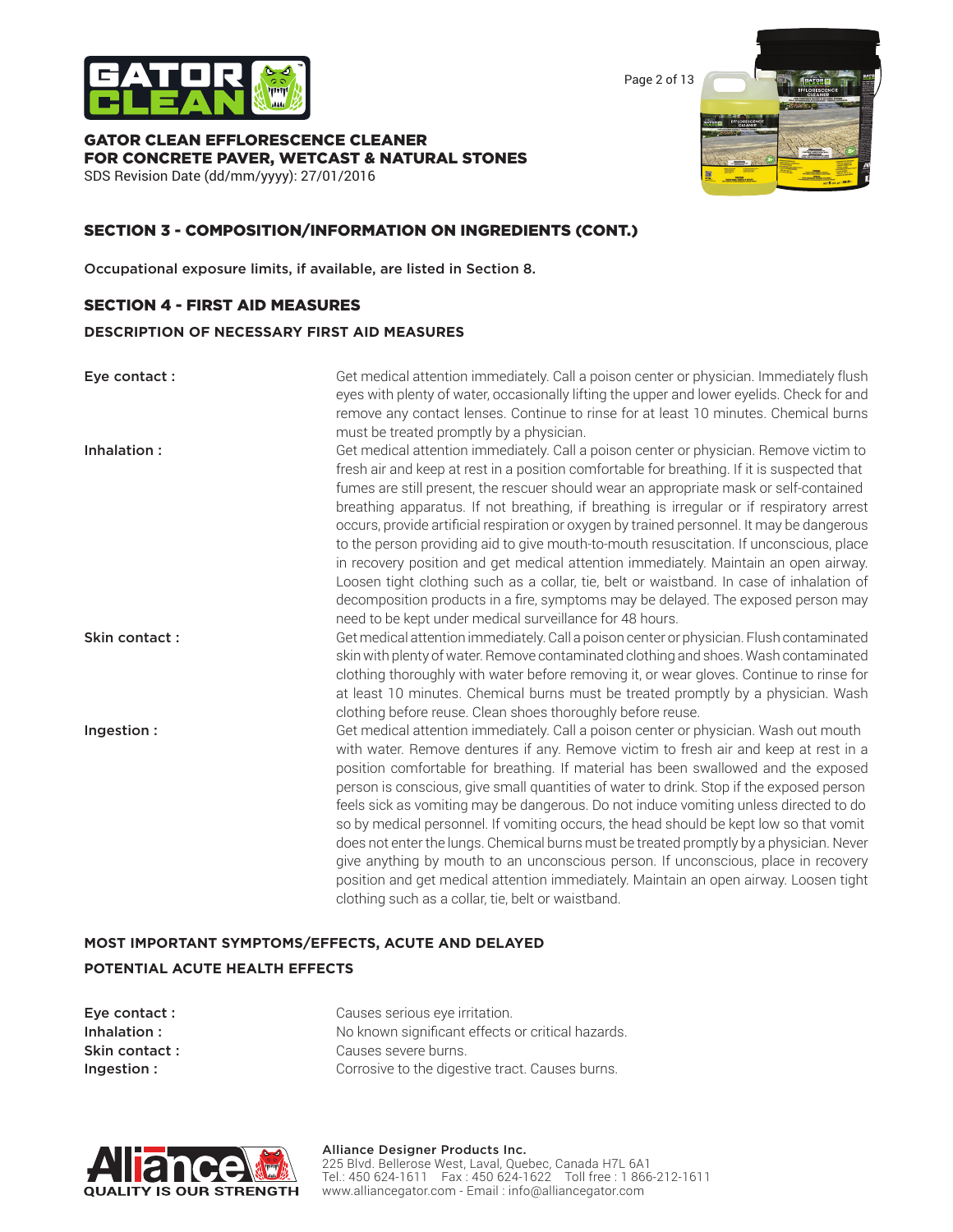## SECTION 3 - COMPOSITION/INFORMATION ON INGREDIENTS (CONT.)

Occupational exposure limits, if available, are listed in Section 8.

## SECTION 4 - FIRST AID MEASURES

### DESCRIPTION OF NECESSARY FIRST AID MEASURES

| | |
|---|---|
| Eye contact : | Get medical attention immediately. Call a poison center or physician. Immediately flush eyes with plenty of water, occasionally lifting the upper and lower eyelids. Check for and remove any contact lenses. Continue to rinse for at least 10 minutes. Chemical burns must be treated promptly by a physician. |
| Inhalation : | Get medical attention immediately. Call a poison center or physician. Remove victim to fresh air and keep at rest in a position comfortable for breathing. If it is suspected that fumes are still present, the rescuer should wear an appropriate mask or self-contained breathing apparatus. If not breathing, if breathing is irregular or if respiratory arrest occurs, provide artificial respiration or oxygen by trained personnel. It may be dangerous to the person providing aid to give mouth-to-mouth resuscitation. If unconscious, place in recovery position and get medical attention immediately. Maintain an open airway. Loosen tight clothing such as a collar, tie, belt or waistband. In case of inhalation of decomposition products in a fire, symptoms may be delayed. The exposed person may need to be kept under medical surveillance for 48 hours. |
| Skin contact : | Get medical attention immediately. Call a poison center or physician. Flush contaminated skin with plenty of water. Remove contaminated clothing and shoes. Wash contaminated clothing thoroughly with water before removing it, or wear gloves. Continue to rinse for at least 10 minutes. Chemical burns must be treated promptly by a physician. Wash clothing before reuse. Clean shoes thoroughly before reuse. |
| Ingestion : | Get medical attention immediately. Call a poison center or physician. Wash out mouth with water. Remove dentures if any. Remove victim to fresh air and keep at rest in a position comfortable for breathing. If material has been swallowed and the exposed person is conscious, give small quantities of water to drink. Stop if the exposed person feels sick as vomiting may be dangerous. Do not induce vomiting unless directed to do so by medical personnel. If vomiting occurs, the head should be kept low so that vomit does not enter the lungs. Chemical burns must be treated promptly by a physician. Never give anything by mouth to an unconscious person. If unconscious, place in recovery position and get medical attention immediately. Maintain an open airway. Loosen tight clothing such as a collar, tie, belt or waistband. |

### MOST IMPORTANT SYMPTOMS/EFFECTS, ACUTE AND DELAYED

### POTENTIAL ACUTE HEALTH EFFECTS

| | |
|---|---|
| Eye contact : | Causes serious eye irritation. |
| Inhalation : | No known significant effects or critical hazards. |
| Skin contact : | Causes severe burns. |
| Ingestion : | Corrosive to the digestive tract. Causes burns. |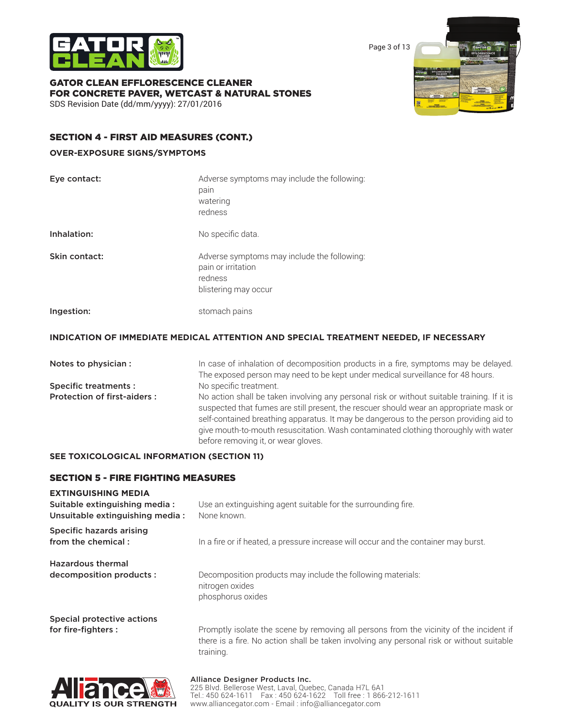## SECTION 4 - FIRST AID MEASURES (CONT.)

### OVER-EXPOSURE SIGNS/SYMPTOMS

**Eye contact:** Adverse symptoms may include the following:
pain
watering
redness

**Inhalation:** No specific data.

**Skin contact:** Adverse symptoms may include the following:
pain or irritation
redness
blistering may occur

**Ingestion:** stomach pains

### INDICATION OF IMMEDIATE MEDICAL ATTENTION AND SPECIAL TREATMENT NEEDED, IF NECESSARY

**Notes to physician :** In case of inhalation of decomposition products in a fire, symptoms may be delayed. The exposed person may need to be kept under medical surveillance for 48 hours.

**Specific treatments :** No specific treatment.

**Protection of first-aiders :** No action shall be taken involving any personal risk or without suitable training. If it is suspected that fumes are still present, the rescuer should wear an appropriate mask or self-contained breathing apparatus. It may be dangerous to the person providing aid to give mouth-to-mouth resuscitation. Wash contaminated clothing thoroughly with water before removing it, or wear gloves.

**SEE TOXICOLOGICAL INFORMATION (SECTION 11)**

## SECTION 5 - FIRE FIGHTING MEASURES

### EXTINGUISHING MEDIA

**Suitable extinguishing media :** Use an extinguishing agent suitable for the surrounding fire.

**Unsuitable extinguishing media :** None known.

**Specific hazards arising from the chemical :** In a fire or if heated, a pressure increase will occur and the container may burst.

**Hazardous thermal decomposition products :** Decomposition products may include the following materials:
nitrogen oxides
phosphorus oxides

**Special protective actions for fire-fighters :** Promptly isolate the scene by removing all persons from the vicinity of the incident if there is a fire. No action shall be taken involving any personal risk or without suitable training.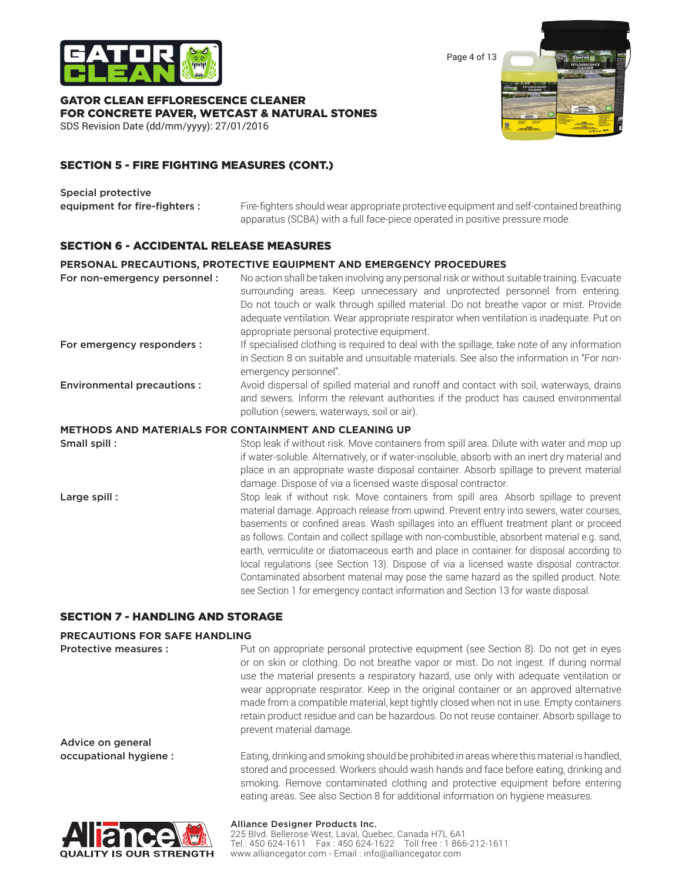## SECTION 5 - FIRE FIGHTING MEASURES (CONT.)

**Special protective equipment for fire-fighters :** Fire-fighters should wear appropriate protective equipment and self-contained breathing apparatus (SCBA) with a full face-piece operated in positive pressure mode.

## SECTION 6 - ACCIDENTAL RELEASE MEASURES

### PERSONAL PRECAUTIONS, PROTECTIVE EQUIPMENT AND EMERGENCY PROCEDURES

**For non-emergency personnel :** No action shall be taken involving any personal risk or without suitable training. Evacuate surrounding areas. Keep unnecessary and unprotected personnel from entering. Do not touch or walk through spilled material. Do not breathe vapor or mist. Provide adequate ventilation. Wear appropriate respirator when ventilation is inadequate. Put on appropriate personal protective equipment.

**For emergency responders :** If specialised clothing is required to deal with the spillage, take note of any information in Section 8 on suitable and unsuitable materials. See also the information in "For non-emergency personnel".

**Environmental precautions :** Avoid dispersal of spilled material and runoff and contact with soil, waterways, drains and sewers. Inform the relevant authorities if the product has caused environmental pollution (sewers, waterways, soil or air).

### METHODS AND MATERIALS FOR CONTAINMENT AND CLEANING UP

**Small spill :** Stop leak if without risk. Move containers from spill area. Dilute with water and mop up if water-soluble. Alternatively, or if water-insoluble, absorb with an inert dry material and place in an appropriate waste disposal container. Absorb spillage to prevent material damage. Dispose of via a licensed waste disposal contractor.

**Large spill :** Stop leak if without risk. Move containers from spill area. Absorb spillage to prevent material damage. Approach release from upwind. Prevent entry into sewers, water courses, basements or confined areas. Wash spillages into an effluent treatment plant or proceed as follows. Contain and collect spillage with non-combustible, absorbent material e.g. sand, earth, vermiculite or diatomaceous earth and place in container for disposal according to local regulations (see Section 13). Dispose of via a licensed waste disposal contractor. Contaminated absorbent material may pose the same hazard as the spilled product. Note: see Section 1 for emergency contact information and Section 13 for waste disposal.

## SECTION 7 - HANDLING AND STORAGE

### PRECAUTIONS FOR SAFE HANDLING

**Protective measures :** Put on appropriate personal protective equipment (see Section 8). Do not get in eyes or on skin or clothing. Do not breathe vapor or mist. Do not ingest. If during normal use the material presents a respiratory hazard, use only with adequate ventilation or wear appropriate respirator. Keep in the original container or an approved alternative made from a compatible material, kept tightly closed when not in use. Empty containers retain product residue and can be hazardous. Do not reuse container. Absorb spillage to prevent material damage.

**Advice on general occupational hygiene :** Eating, drinking and smoking should be prohibited in areas where this material is handled, stored and processed. Workers should wash hands and face before eating, drinking and smoking. Remove contaminated clothing and protective equipment before entering eating areas. See also Section 8 for additional information on hygiene measures.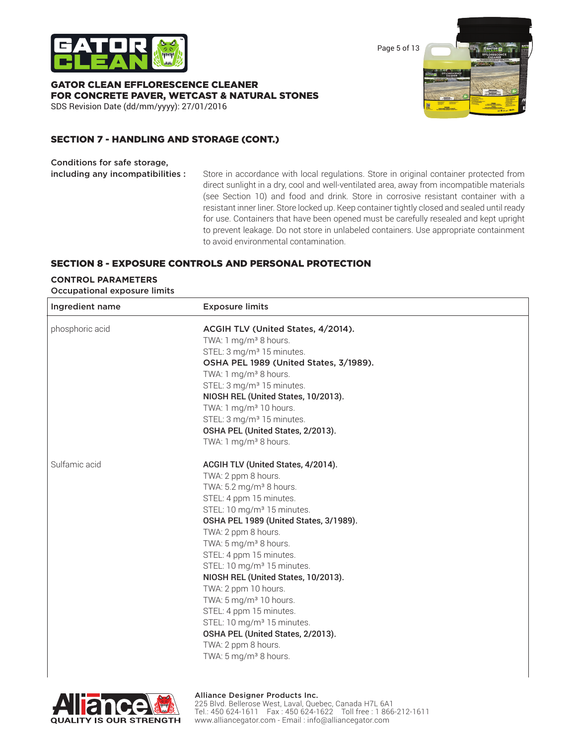## SECTION 7 - HANDLING AND STORAGE (CONT.)

**Conditions for safe storage, including any incompatibilities :** Store in accordance with local regulations. Store in original container protected from direct sunlight in a dry, cool and well-ventilated area, away from incompatible materials (see Section 10) and food and drink. Store in corrosive resistant container with a resistant inner liner. Store locked up. Keep container tightly closed and sealed until ready for use. Containers that have been opened must be carefully resealed and kept upright to prevent leakage. Do not store in unlabeled containers. Use appropriate containment to avoid environmental contamination.

## SECTION 8 - EXPOSURE CONTROLS AND PERSONAL PROTECTION

**CONTROL PARAMETERS**

**Occupational exposure limits**

| Ingredient name | Exposure limits |
|---|---|
| phosphoric acid | **ACGIH TLV (United States, 4/2014).**<br>TWA: 1 mg/m³ 8 hours.<br>STEL: 3 mg/m³ 15 minutes.<br>**OSHA PEL 1989 (United States, 3/1989).**<br>TWA: 1 mg/m³ 8 hours.<br>STEL: 3 mg/m³ 15 minutes.<br>**NIOSH REL (United States, 10/2013).**<br>TWA: 1 mg/m³ 10 hours.<br>STEL: 3 mg/m³ 15 minutes.<br>**OSHA PEL (United States, 2/2013).**<br>TWA: 1 mg/m³ 8 hours. |
| Sulfamic acid | **ACGIH TLV (United States, 4/2014).**<br>TWA: 2 ppm 8 hours.<br>TWA: 5.2 mg/m³ 8 hours.<br>STEL: 4 ppm 15 minutes.<br>STEL: 10 mg/m³ 15 minutes.<br>**OSHA PEL 1989 (United States, 3/1989).**<br>TWA: 2 ppm 8 hours.<br>TWA: 5 mg/m³ 8 hours.<br>STEL: 4 ppm 15 minutes.<br>STEL: 10 mg/m³ 15 minutes.<br>**NIOSH REL (United States, 10/2013).**<br>TWA: 2 ppm 10 hours.<br>TWA: 5 mg/m³ 10 hours.<br>STEL: 4 ppm 15 minutes.<br>STEL: 10 mg/m³ 15 minutes.<br>**OSHA PEL (United States, 2/2013).**<br>TWA: 2 ppm 8 hours.<br>TWA: 5 mg/m³ 8 hours. |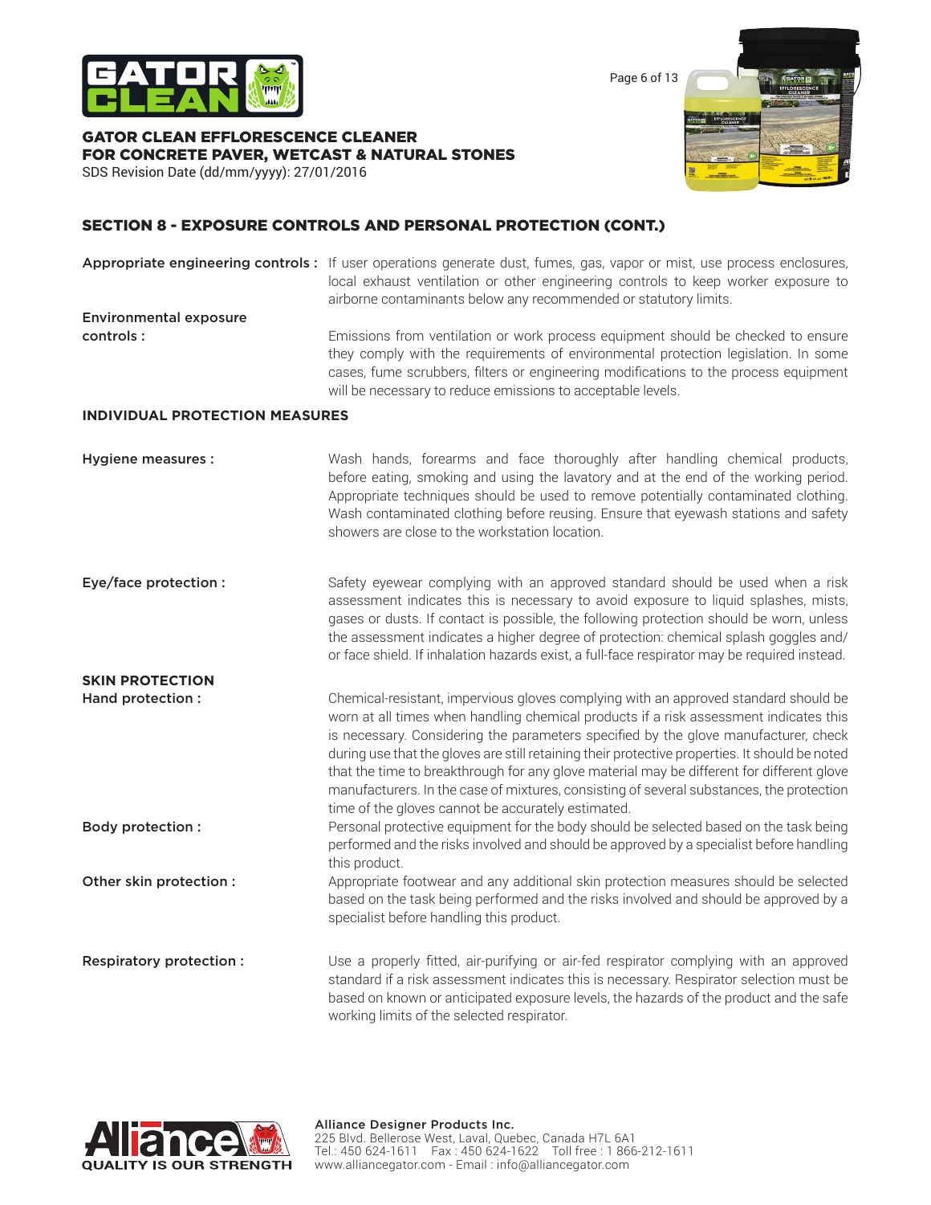## SECTION 8 - EXPOSURE CONTROLS AND PERSONAL PROTECTION (CONT.)

**Appropriate engineering controls :** If user operations generate dust, fumes, gas, vapor or mist, use process enclosures, local exhaust ventilation or other engineering controls to keep worker exposure to airborne contaminants below any recommended or statutory limits.

**Environmental exposure controls :** Emissions from ventilation or work process equipment should be checked to ensure they comply with the requirements of environmental protection legislation. In some cases, fume scrubbers, filters or engineering modifications to the process equipment will be necessary to reduce emissions to acceptable levels.

### INDIVIDUAL PROTECTION MEASURES

**Hygiene measures :** Wash hands, forearms and face thoroughly after handling chemical products, before eating, smoking and using the lavatory and at the end of the working period. Appropriate techniques should be used to remove potentially contaminated clothing. Wash contaminated clothing before reusing. Ensure that eyewash stations and safety showers are close to the workstation location.

**Eye/face protection :** Safety eyewear complying with an approved standard should be used when a risk assessment indicates this is necessary to avoid exposure to liquid splashes, mists, gases or dusts. If contact is possible, the following protection should be worn, unless the assessment indicates a higher degree of protection: chemical splash goggles and/or face shield. If inhalation hazards exist, a full-face respirator may be required instead.

### SKIN PROTECTION

**Hand protection :** Chemical-resistant, impervious gloves complying with an approved standard should be worn at all times when handling chemical products if a risk assessment indicates this is necessary. Considering the parameters specified by the glove manufacturer, check during use that the gloves are still retaining their protective properties. It should be noted that the time to breakthrough for any glove material may be different for different glove manufacturers. In the case of mixtures, consisting of several substances, the protection time of the gloves cannot be accurately estimated.

**Body protection :** Personal protective equipment for the body should be selected based on the task being performed and the risks involved and should be approved by a specialist before handling this product.

**Other skin protection :** Appropriate footwear and any additional skin protection measures should be selected based on the task being performed and the risks involved and should be approved by a specialist before handling this product.

**Respiratory protection :** Use a properly fitted, air-purifying or air-fed respirator complying with an approved standard if a risk assessment indicates this is necessary. Respirator selection must be based on known or anticipated exposure levels, the hazards of the product and the safe working limits of the selected respirator.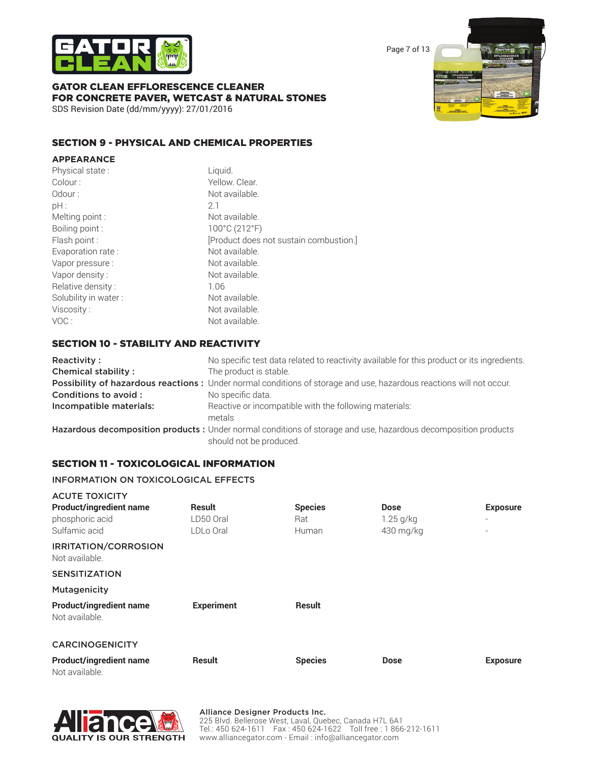## SECTION 9 - PHYSICAL AND CHEMICAL PROPERTIES

### APPEARANCE

| | |
|---|---|
| Physical state : | Liquid. |
| Colour : | Yellow. Clear. |
| Odour : | Not available. |
| pH : | 2.1 |
| Melting point : | Not available. |
| Boiling point : | 100°C (212°F) |
| Flash point : | [Product does not sustain combustion.] |
| Evaporation rate : | Not available. |
| Vapor pressure : | Not available. |
| Vapor density : | Not available. |
| Relative density : | 1.06 |
| Solubility in water : | Not available. |
| Viscosity : | Not available. |
| VOC : | Not available. |

## SECTION 10 - STABILITY AND REACTIVITY

| | |
|---|---|
| **Reactivity :** | No specific test data related to reactivity available for this product or its ingredients. |
| **Chemical stability :** | The product is stable. |
| **Possibility of hazardous reactions :** | Under normal conditions of storage and use, hazardous reactions will not occur. |
| **Conditions to avoid :** | No specific data. |
| **Incompatible materials:** | Reactive or incompatible with the following materials: metals |
| **Hazardous decomposition products :** | Under normal conditions of storage and use, hazardous decomposition products should not be produced. |

## SECTION 11 - TOXICOLOGICAL INFORMATION

### INFORMATION ON TOXICOLOGICAL EFFECTS

### ACUTE TOXICITY

| Product/ingredient name | Result | Species | Dose | Exposure |
|---|---|---|---|---|
| phosphoric acid | LD50 Oral | Rat | 1.25 g/kg | - |
| Sulfamic acid | LDLo Oral | Human | 430 mg/kg | - |

### IRRITATION/CORROSION

Not available.

### SENSITIZATION

### Mutagenicity

| Product/ingredient name | Experiment | Result |
|---|---|---|
| Not available. | | |

### CARCINOGENICITY

| Product/ingredient name | Result | Species | Dose | Exposure |
|---|---|---|---|---|
| Not available. | | | | |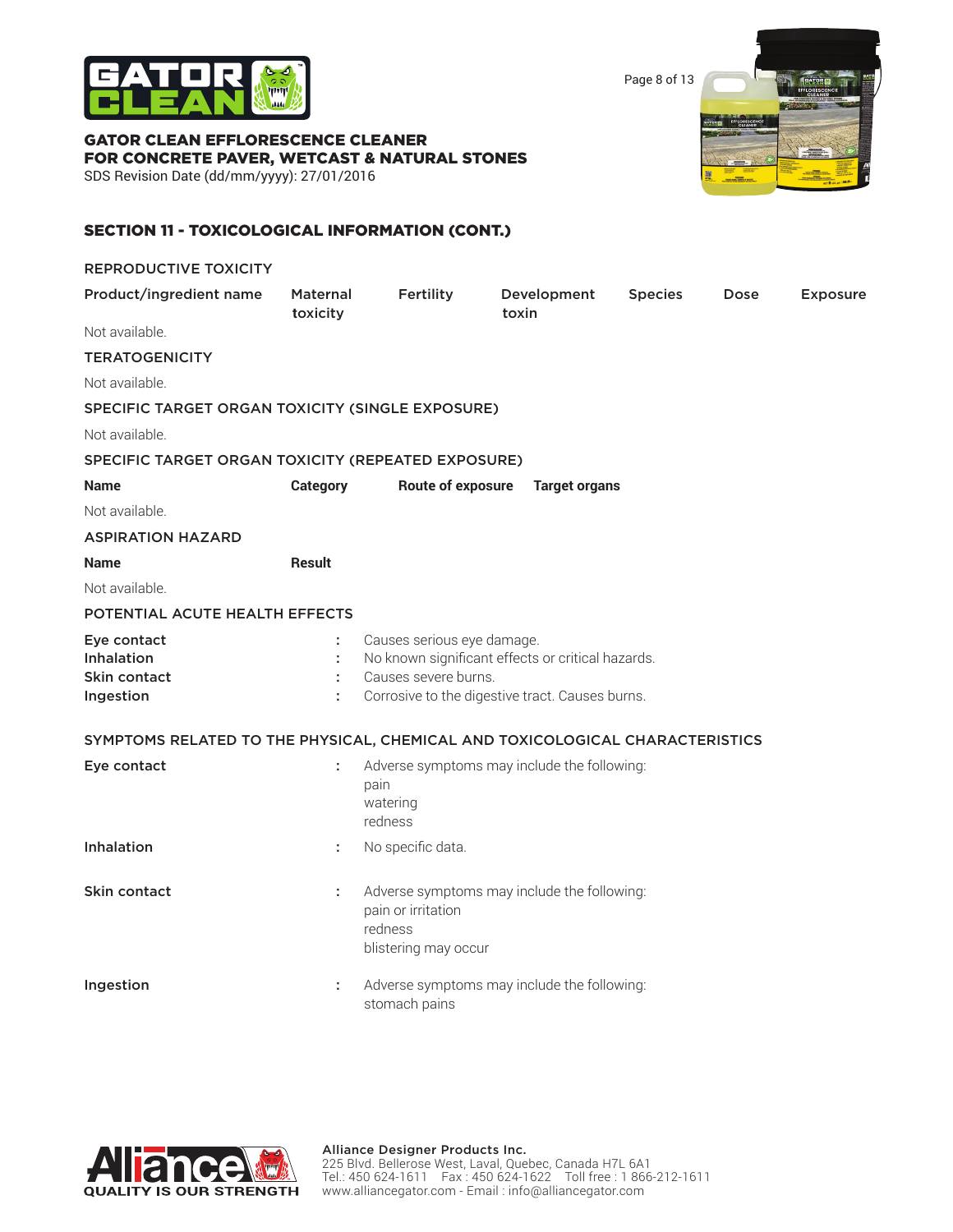## SECTION 11 - TOXICOLOGICAL INFORMATION (CONT.)

### REPRODUCTIVE TOXICITY

| Product/ingredient name | Maternal toxicity | Fertility | Development toxin | Species | Dose | Exposure |
|---|---|---|---|---|---|---|

Not available.

### TERATOGENICITY

Not available.

### SPECIFIC TARGET ORGAN TOXICITY (SINGLE EXPOSURE)

Not available.

### SPECIFIC TARGET ORGAN TOXICITY (REPEATED EXPOSURE)

| Name | Category | Route of exposure | Target organs |
|---|---|---|---|

Not available.

### ASPIRATION HAZARD

| Name | Result |
|---|---|

Not available.

### POTENTIAL ACUTE HEALTH EFFECTS

**Eye contact** : Causes serious eye damage.
**Inhalation** : No known significant effects or critical hazards.
**Skin contact** : Causes severe burns.
**Ingestion** : Corrosive to the digestive tract. Causes burns.

### SYMPTOMS RELATED TO THE PHYSICAL, CHEMICAL AND TOXICOLOGICAL CHARACTERISTICS

**Eye contact** : Adverse symptoms may include the following:
pain
watering
redness

**Inhalation** : No specific data.

**Skin contact** : Adverse symptoms may include the following:
pain or irritation
redness
blistering may occur

**Ingestion** : Adverse symptoms may include the following:
stomach pains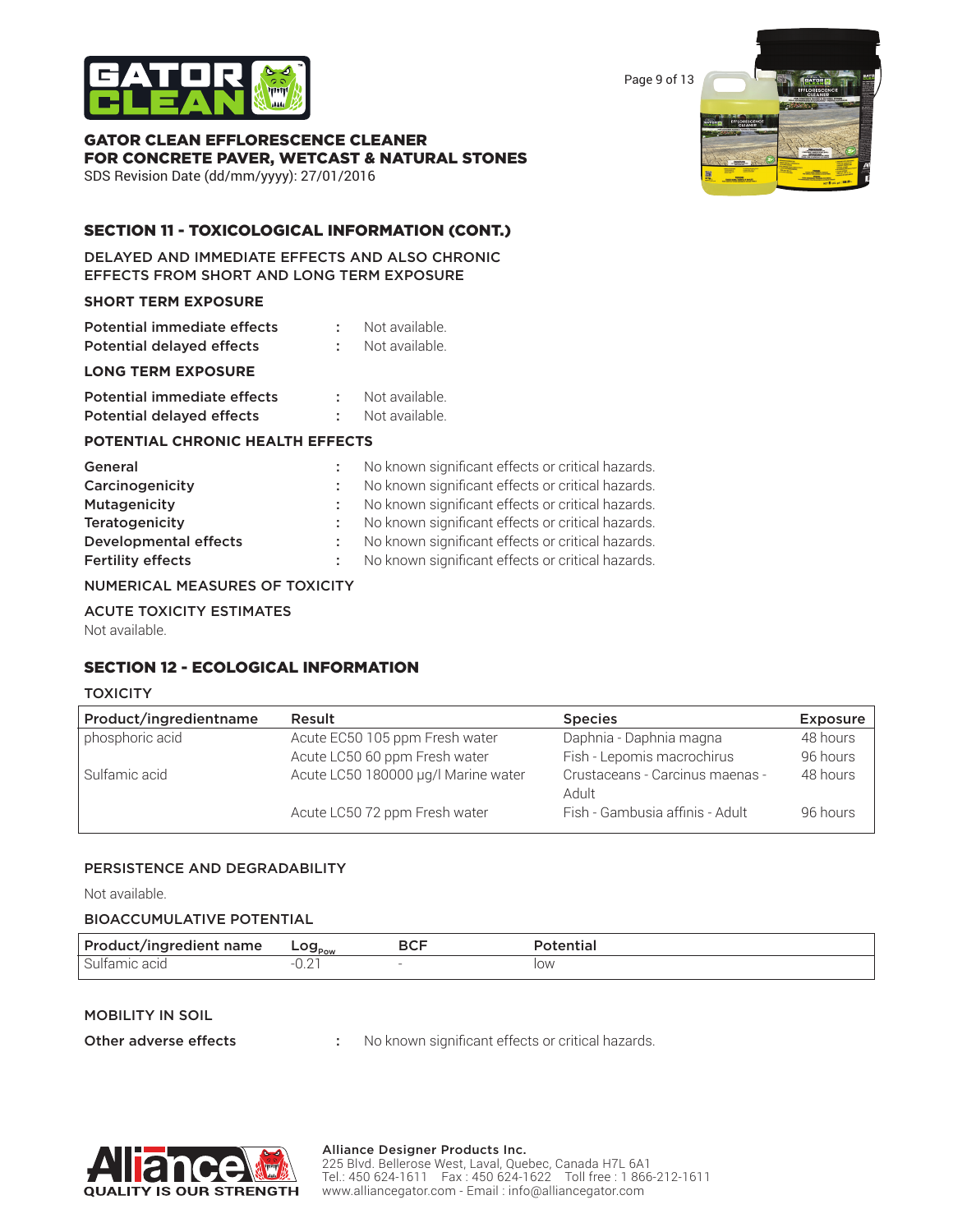## SECTION 11 - TOXICOLOGICAL INFORMATION (CONT.)

DELAYED AND IMMEDIATE EFFECTS AND ALSO CHRONIC EFFECTS FROM SHORT AND LONG TERM EXPOSURE

### SHORT TERM EXPOSURE

**Potential immediate effects** : Not available.
**Potential delayed effects** : Not available.

### LONG TERM EXPOSURE

**Potential immediate effects** : Not available.
**Potential delayed effects** : Not available.

### POTENTIAL CHRONIC HEALTH EFFECTS

**General** : No known significant effects or critical hazards.
**Carcinogenicity** : No known significant effects or critical hazards.
**Mutagenicity** : No known significant effects or critical hazards.
**Teratogenicity** : No known significant effects or critical hazards.
**Developmental effects** : No known significant effects or critical hazards.
**Fertility effects** : No known significant effects or critical hazards.

NUMERICAL MEASURES OF TOXICITY

ACUTE TOXICITY ESTIMATES

Not available.

## SECTION 12 - ECOLOGICAL INFORMATION

TOXICITY

| Product/ingredientname | Result | Species | Exposure |
|---|---|---|---|
| phosphoric acid | Acute EC50 105 ppm Fresh water | Daphnia - Daphnia magna | 48 hours |
| | Acute LC50 60 ppm Fresh water | Fish - Lepomis macrochirus | 96 hours |
| Sulfamic acid | Acute LC50 180000 µg/l Marine water | Crustaceans - Carcinus maenas - Adult | 48 hours |
| | Acute LC50 72 ppm Fresh water | Fish - Gambusia affinis - Adult | 96 hours |

PERSISTENCE AND DEGRADABILITY

Not available.

BIOACCUMULATIVE POTENTIAL

| Product/ingredient name | $Log_{Pow}$ | BCF | Potential |
|---|---|---|---|
| Sulfamic acid | -0.21 | - | low |

MOBILITY IN SOIL

**Other adverse effects** : No known significant effects or critical hazards.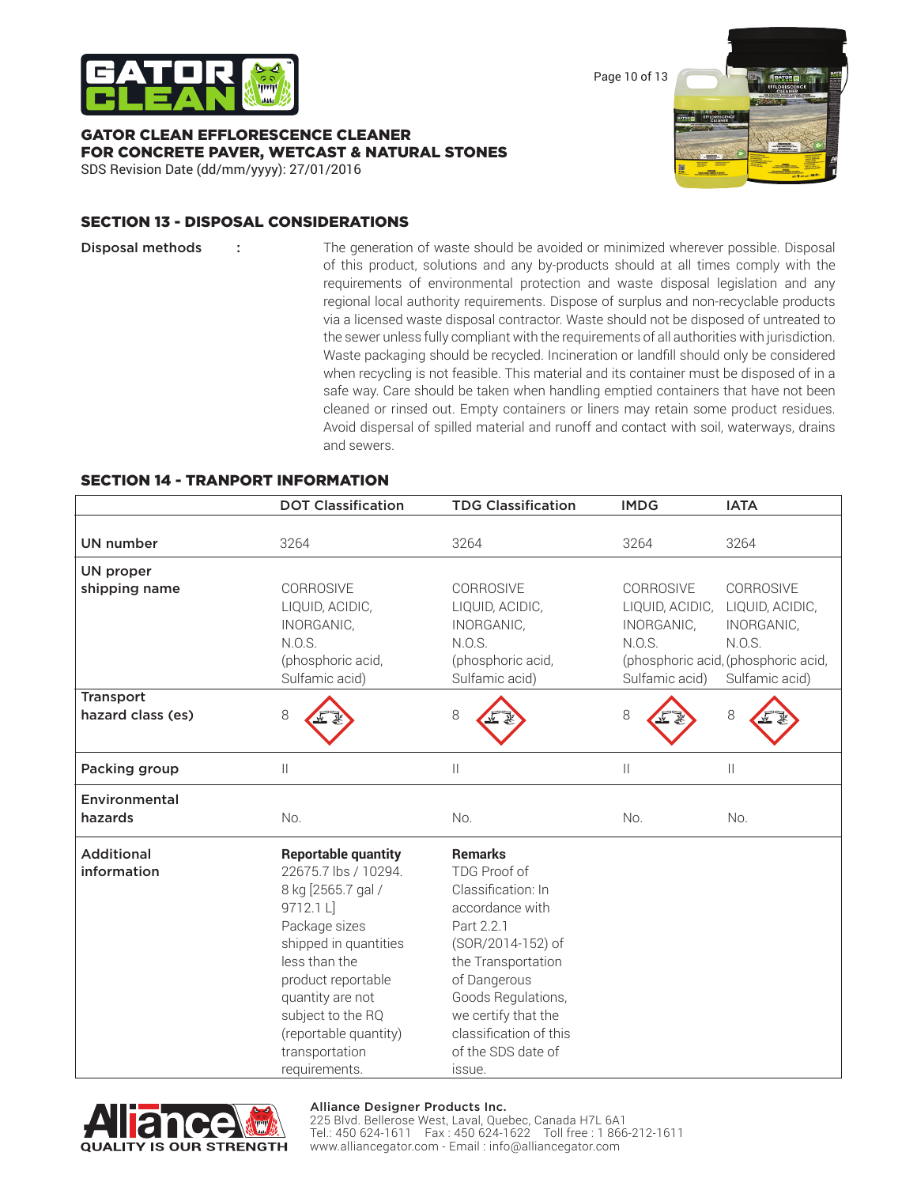## SECTION 13 - DISPOSAL CONSIDERATIONS

**Disposal methods** : The generation of waste should be avoided or minimized wherever possible. Disposal of this product, solutions and any by-products should at all times comply with the requirements of environmental protection and waste disposal legislation and any regional local authority requirements. Dispose of surplus and non-recyclable products via a licensed waste disposal contractor. Waste should not be disposed of untreated to the sewer unless fully compliant with the requirements of all authorities with jurisdiction. Waste packaging should be recycled. Incineration or landfill should only be considered when recycling is not feasible. This material and its container must be disposed of in a safe way. Care should be taken when handling emptied containers that have not been cleaned or rinsed out. Empty containers or liners may retain some product residues. Avoid dispersal of spilled material and runoff and contact with soil, waterways, drains and sewers.

## SECTION 14 - TRANPORT INFORMATION

| | DOT Classification | TDG Classification | IMDG | IATA |
|---|---|---|---|---|
| UN number | 3264 | 3264 | 3264 | 3264 |
| UN proper shipping name | CORROSIVE LIQUID, ACIDIC, INORGANIC, N.O.S. (phosphoric acid, Sulfamic acid) | CORROSIVE LIQUID, ACIDIC, INORGANIC, N.O.S. (phosphoric acid, Sulfamic acid) | CORROSIVE LIQUID, ACIDIC, INORGANIC, N.O.S. (phosphoric acid, Sulfamic acid) | CORROSIVE LIQUID, ACIDIC, INORGANIC, N.O.S. (phosphoric acid, Sulfamic acid) |
| Transport hazard class (es) | 8 | 8 | 8 | 8 |
| Packing group | II | II | II | II |
| Environmental hazards | No. | No. | No. | No. |
| Additional information | **Reportable quantity** 22675.7 lbs / 10294.8 kg [2565.7 gal / 9712.1 L] Package sizes shipped in quantities less than the product reportable quantity are not subject to the RQ (reportable quantity) transportation requirements. | **Remarks** TDG Proof of Classification: In accordance with Part 2.2.1 (SOR/2014-152) of the Transportation of Dangerous Goods Regulations, we certify that the classification of this of the SDS date of issue. | | |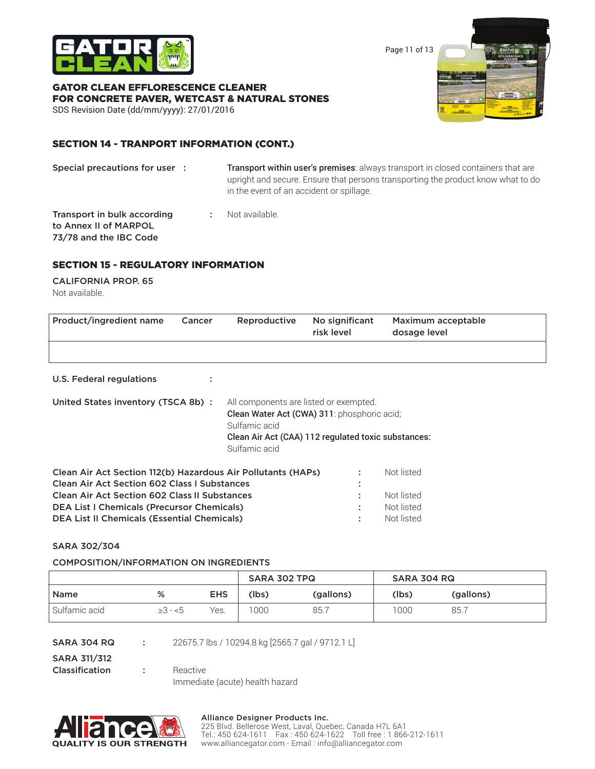## SECTION 14 - TRANPORT INFORMATION (CONT.)

**Special precautions for user** : **Transport within user's premises**: always transport in closed containers that are upright and secure. Ensure that persons transporting the product know what to do in the event of an accident or spillage.

**Transport in bulk according to Annex II of MARPOL 73/78 and the IBC Code** : Not available.

## SECTION 15 - REGULATORY INFORMATION

**CALIFORNIA PROP. 65**

Not available.

| Product/ingredient name | Cancer | Reproductive | No significant risk level | Maximum acceptable dosage level |
|---|---|---|---|---|
| | | | | |

**U.S. Federal regulations** :

**United States inventory (TSCA 8b)** : All components are listed or exempted.
**Clean Water Act (CWA) 311**: phosphoric acid; Sulfamic acid
**Clean Air Act (CAA) 112 regulated toxic substances:** Sulfamic acid

**Clean Air Act Section 112(b) Hazardous Air Pollutants (HAPs)** : Not listed
**Clean Air Act Section 602 Class I Substances** :
**Clean Air Act Section 602 Class II Substances** : Not listed
**DEA List I Chemicals (Precursor Chemicals)** : Not listed
**DEA List II Chemicals (Essential Chemicals)** : Not listed

**SARA 302/304**

**COMPOSITION/INFORMATION ON INGREDIENTS**

| | | | SARA 302 TPQ | | SARA 304 RQ | |
|---|---|---|---|---|---|---|
| Name | % | EHS | (lbs) | (gallons) | (lbs) | (gallons) |
| Sulfamic acid | ≥3 - <5 | Yes. | 1000 | 85.7 | 1000 | 85.7 |

**SARA 304 RQ** : 22675.7 lbs / 10294.8 kg [2565.7 gal / 9712.1 L]

**SARA 311/312 Classification** : Reactive
Immediate (acute) health hazard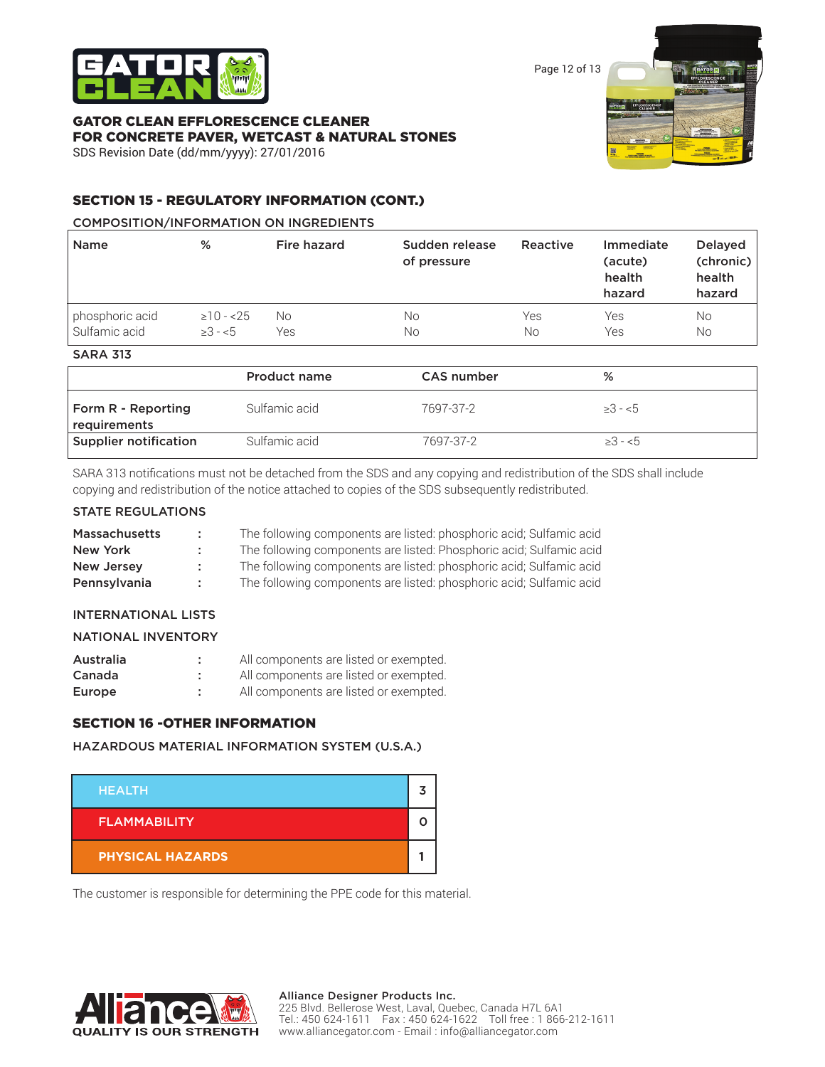## SECTION 15 - REGULATORY INFORMATION (CONT.)

### COMPOSITION/INFORMATION ON INGREDIENTS

| Name | % | Fire hazard | Sudden release of pressure | Reactive | Immediate (acute) health hazard | Delayed (chronic) health hazard |
|---|---|---|---|---|---|---|
| phosphoric acid | ≥10 - <25 | No | No | Yes | Yes | No |
| Sulfamic acid | ≥3 - <5 | Yes | No | No | Yes | No |

### SARA 313

| | Product name | CAS number | % |
|---|---|---|---|
| Form R - Reporting requirements | Sulfamic acid | 7697-37-2 | ≥3 - <5 |
| Supplier notification | Sulfamic acid | 7697-37-2 | ≥3 - <5 |

SARA 313 notifications must not be detached from the SDS and any copying and redistribution of the SDS shall include copying and redistribution of the notice attached to copies of the SDS subsequently redistributed.

### STATE REGULATIONS

| | | |
|---|---|---|
| Massachusetts | : | The following components are listed: phosphoric acid; Sulfamic acid |
| New York | : | The following components are listed: Phosphoric acid; Sulfamic acid |
| New Jersey | : | The following components are listed: phosphoric acid; Sulfamic acid |
| Pennsylvania | : | The following components are listed: phosphoric acid; Sulfamic acid |

### INTERNATIONAL LISTS

### NATIONAL INVENTORY

| | | |
|---|---|---|
| Australia | : | All components are listed or exempted. |
| Canada | : | All components are listed or exempted. |
| Europe | : | All components are listed or exempted. |

## SECTION 16 -OTHER INFORMATION

### HAZARDOUS MATERIAL INFORMATION SYSTEM (U.S.A.)

| | |
|---|---|
| HEALTH | 3 |
| FLAMMABILITY | 0 |
| PHYSICAL HAZARDS | 1 |

The customer is responsible for determining the PPE code for this material.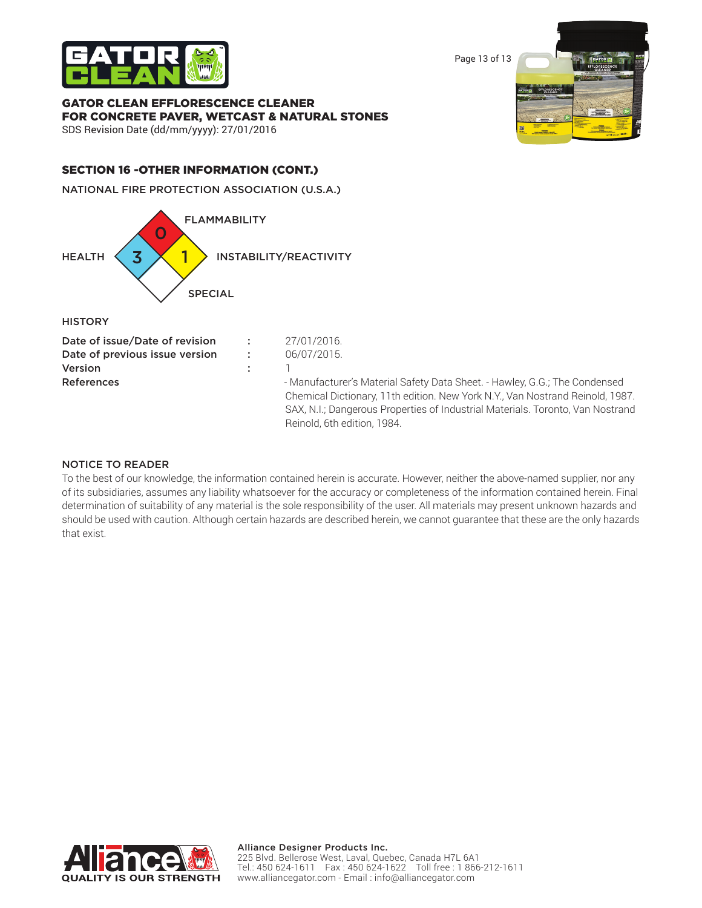## SECTION 16 -OTHER INFORMATION (CONT.)

NATIONAL FIRE PROTECTION ASSOCIATION (U.S.A.)

FLAMMABILITY
0
HEALTH
3
1
INSTABILITY/REACTIVITY
SPECIAL

HISTORY

| | | |
|---|---|---|
| **Date of issue/Date of revision** | : | 27/01/2016. |
| **Date of previous issue version** | : | 06/07/2015. |
| **Version** | : | 1 |
| **References** | | - Manufacturer's Material Safety Data Sheet. - Hawley, G.G.; The Condensed Chemical Dictionary, 11th edition. New York N.Y., Van Nostrand Reinold, 1987. SAX, N.I.; Dangerous Properties of Industrial Materials. Toronto, Van Nostrand Reinold, 6th edition, 1984. |

NOTICE TO READER

To the best of our knowledge, the information contained herein is accurate. However, neither the above-named supplier, nor any of its subsidiaries, assumes any liability whatsoever for the accuracy or completeness of the information contained herein. Final determination of suitability of any material is the sole responsibility of the user. All materials may present unknown hazards and should be used with caution. Although certain hazards are described herein, we cannot guarantee that these are the only hazards that exist.